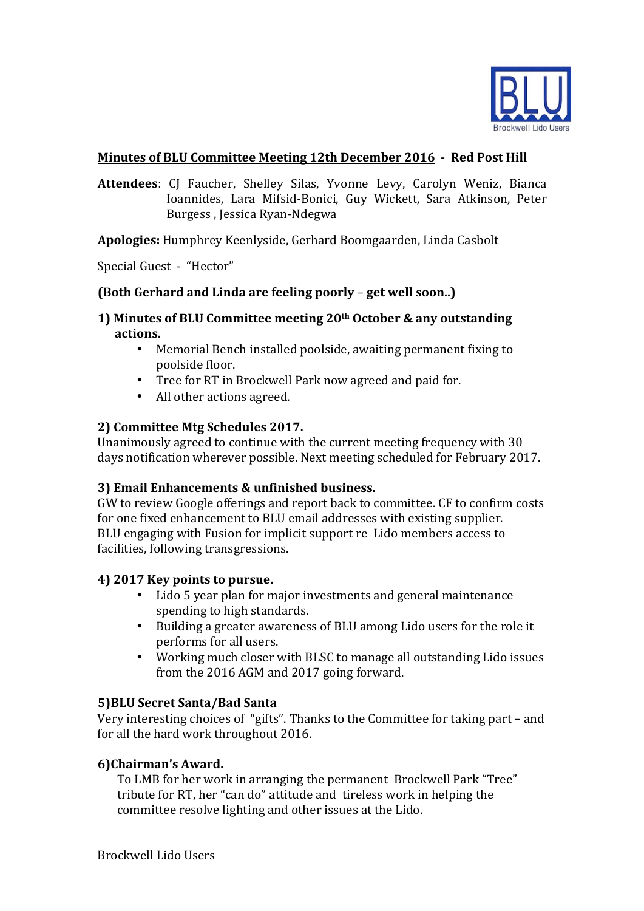## Minutes of BLU Committee Meeting 12th December 2016 - Red Post Hill

**Attendees**: CJ Faucher, Shelley Silas, Yvonne Levy, Carolyn Weniz, Bianca Ioannides, Lara Mifsid-Bonici, Guy Wickett, Sara Atkinson, Peter Burgess , Jessica Ryan-Ndegwa

**Apologies:** Humphrey Keenlyside, Gerhard Boomgaarden, Linda Casbolt

Special Guest - "Hector"

**(Both Gerhard and Linda are feeling poorly – get well soon..)**

### 1) Minutes of BLU Committee meeting 20th October & any outstanding actions.

- Memorial Bench installed poolside, awaiting permanent fixing to poolside floor.
- Tree for RT in Brockwell Park now agreed and paid for.
- All other actions agreed.

### 2) Committee Mtg Schedules 2017.

Unanimously agreed to continue with the current meeting frequency with 30 days notification wherever possible. Next meeting scheduled for February 2017.

### 3) Email Enhancements & unfinished business.

GW to review Google offerings and report back to committee. CF to confirm costs for one fixed enhancement to BLU email addresses with existing supplier.
BLU engaging with Fusion for implicit support re Lido members access to facilities, following transgressions.

### 4) 2017 Key points to pursue.

- Lido 5 year plan for major investments and general maintenance spending to high standards.
- Building a greater awareness of BLU among Lido users for the role it performs for all users.
- Working much closer with BLSC to manage all outstanding Lido issues from the 2016 AGM and 2017 going forward.

### 5)BLU Secret Santa/Bad Santa

Very interesting choices of "gifts". Thanks to the Committee for taking part – and for all the hard work throughout 2016.

### 6)Chairman's Award.

To LMB for her work in arranging the permanent Brockwell Park "Tree" tribute for RT, her "can do" attitude and tireless work in helping the committee resolve lighting and other issues at the Lido.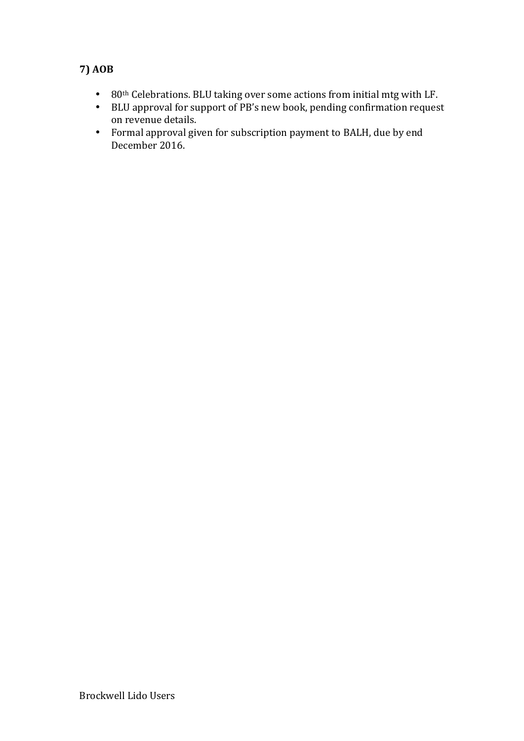### 7) AOB

- 80th Celebrations. BLU taking over some actions from initial mtg with LF.
- BLU approval for support of PB's new book, pending confirmation request on revenue details.
- Formal approval given for subscription payment to BALH, due by end December 2016.